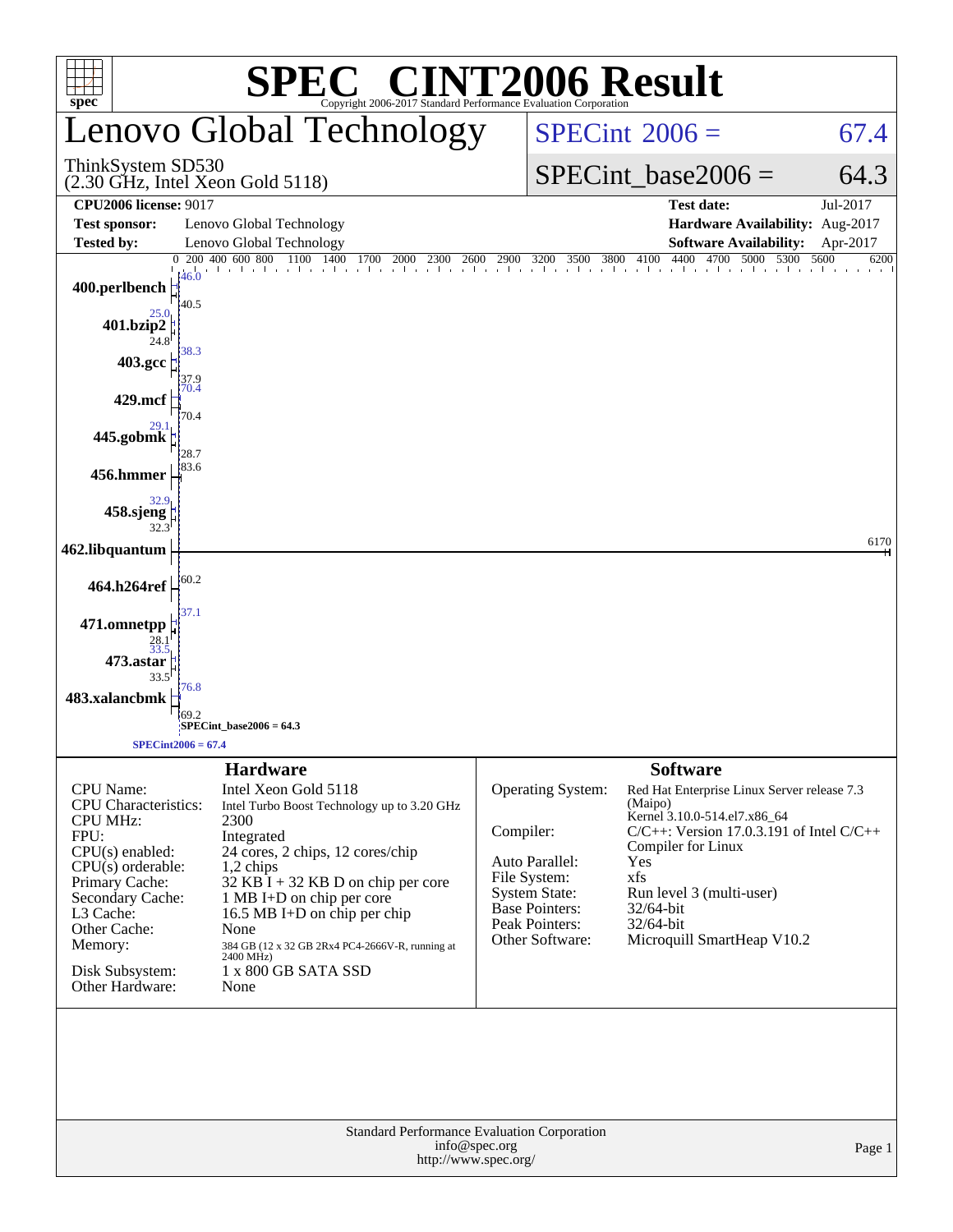# SPEC® CINT2006 Result

Copyright 2006-2017 Standard Performance Evaluation Corporation

## Lenovo Global Technology

ThinkSystem SD530
(2.30 GHz, Intel Xeon Gold 5118)

SPECint 2006 = 67.4

SPECint_base2006 = 64.3

| | | | |
|---|---|---|---|
| **CPU2006 license:** 9017 | | **Test date:** | Jul-2017 |
| **Test sponsor:** | Lenovo Global Technology | **Hardware Availability:** | Aug-2017 |
| **Tested by:** | Lenovo Global Technology | **Software Availability:** | Apr-2017 |

| Benchmark | Peak | Base |
|---|---|---|
| 400.perlbench | 46.0 | 40.5 |
| 401.bzip2 | 25.0 | 24.8 |
| 403.gcc | 38.3 | 37.9 |
| 429.mcf | 70.4 | 70.4 |
| 445.gobmk | 29.1 | 28.7 |
| 456.hmmer | 83.6 | |
| 458.sjeng | 32.9 | 32.3 |
| 462.libquantum | 6170 | |
| 464.h264ref | 60.2 | |
| 471.omnetpp | 37.1 | 28.1 |
| 473.astar | 33.5 | 33.5 |
| 483.xalancbmk | 76.8 | 69.2 |

SPECint_base2006 = 64.3

SPECint2006 = 67.4

### Hardware

| | |
|---|---|
| CPU Name: | Intel Xeon Gold 5118 |
| CPU Characteristics: | Intel Turbo Boost Technology up to 3.20 GHz |
| CPU MHz: | 2300 |
| FPU: | Integrated |
| CPU(s) enabled: | 24 cores, 2 chips, 12 cores/chip |
| CPU(s) orderable: | 1,2 chips |
| Primary Cache: | 32 KB I + 32 KB D on chip per core |
| Secondary Cache: | 1 MB I+D on chip per core |
| L3 Cache: | 16.5 MB I+D on chip per chip |
| Other Cache: | None |
| Memory: | 384 GB (12 x 32 GB 2Rx4 PC4-2666V-R, running at 2400 MHz) |
| Disk Subsystem: | 1 x 800 GB SATA SSD |
| Other Hardware: | None |

### Software

| | |
|---|---|
| Operating System: | Red Hat Enterprise Linux Server release 7.3 (Maipo) Kernel 3.10.0-514.el7.x86_64 |
| Compiler: | C/C++: Version 17.0.3.191 of Intel C/C++ Compiler for Linux |
| Auto Parallel: | Yes |
| File System: | xfs |
| System State: | Run level 3 (multi-user) |
| Base Pointers: | 32/64-bit |
| Peak Pointers: | 32/64-bit |
| Other Software: | Microquill SmartHeap V10.2 |

Standard Performance Evaluation Corporation
info@spec.org
http://www.spec.org/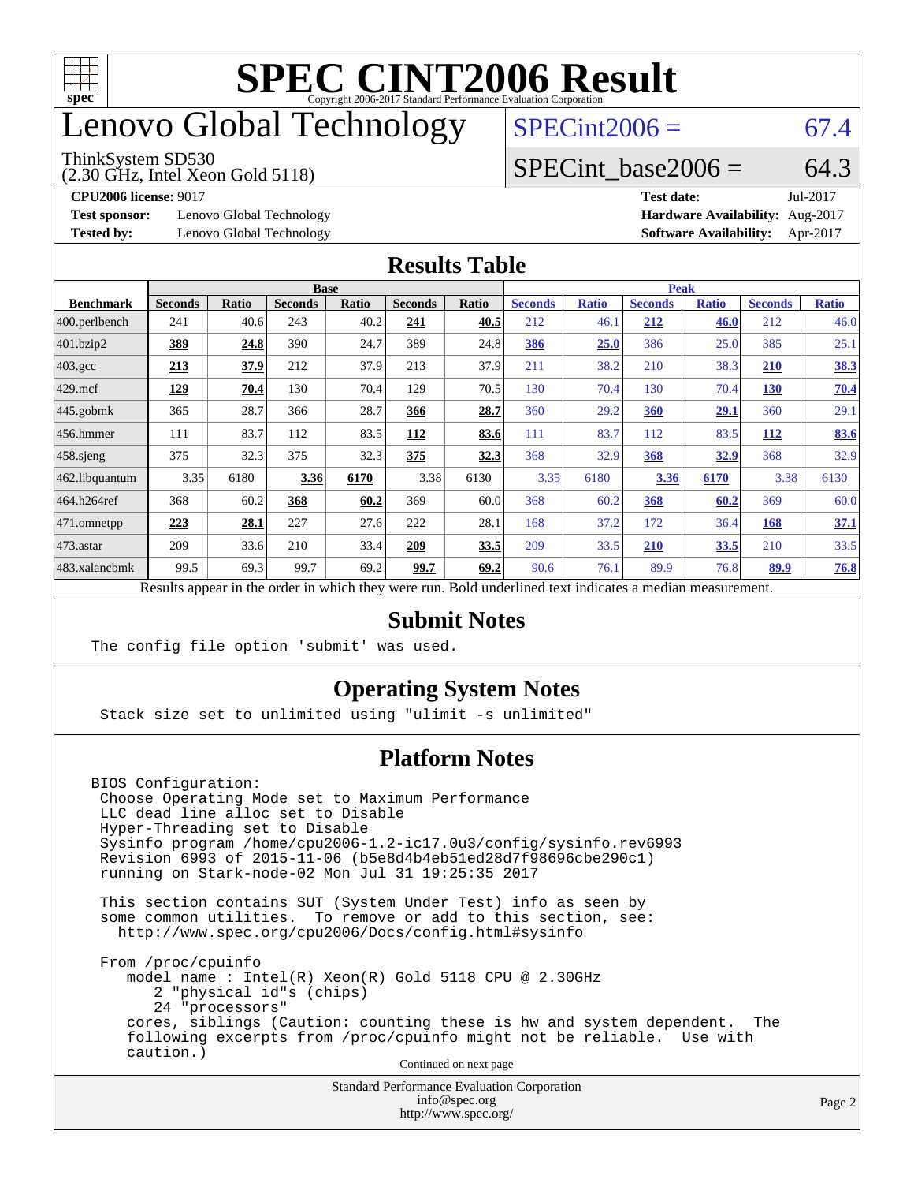# SPEC CINT2006 Result

Copyright 2006-2017 Standard Performance Evaluation Corporation

# Lenovo Global Technology

ThinkSystem SD530
(2.30 GHz, Intel Xeon Gold 5118)

SPECint2006 = 67.4

SPECint_base2006 = 64.3

**CPU2006 license:** 9017
**Test sponsor:** Lenovo Global Technology
**Tested by:** Lenovo Global Technology

**Test date:** Jul-2017
**Hardware Availability:** Aug-2017
**Software Availability:** Apr-2017

## Results Table

| Benchmark | Base | | | | | | Peak | | | | | |
|---|---|---|---|---|---|---|---|---|---|---|---|---|
| | Seconds | Ratio | Seconds | Ratio | Seconds | Ratio | Seconds | Ratio | Seconds | Ratio | Seconds | Ratio |
| 400.perlbench | 241 | 40.6 | 243 | 40.2 | **241** | **40.5** | 212 | 46.1 | **212** | **46.0** | 212 | 46.0 |
| 401.bzip2 | **389** | **24.8** | 390 | 24.7 | 389 | 24.8 | **386** | **25.0** | 386 | 25.0 | 385 | 25.1 |
| 403.gcc | **213** | **37.9** | 212 | 37.9 | 213 | 37.9 | 211 | 38.2 | 210 | 38.3 | **210** | **38.3** |
| 429.mcf | **129** | **70.4** | 130 | 70.4 | 129 | 70.5 | 130 | 70.4 | 130 | 70.4 | **130** | **70.4** |
| 445.gobmk | 365 | 28.7 | 366 | 28.7 | **366** | **28.7** | 360 | 29.2 | **360** | **29.1** | 360 | 29.1 |
| 456.hmmer | 111 | 83.7 | 112 | 83.5 | **112** | **83.6** | 111 | 83.7 | 112 | 83.5 | **112** | **83.6** |
| 458.sjeng | 375 | 32.3 | 375 | 32.3 | **375** | **32.3** | 368 | 32.9 | **368** | **32.9** | 368 | 32.9 |
| 462.libquantum | 3.35 | 6180 | **3.36** | **6170** | 3.38 | 6130 | 3.35 | 6180 | **3.36** | **6170** | 3.38 | 6130 |
| 464.h264ref | 368 | 60.2 | **368** | **60.2** | 369 | 60.0 | 368 | 60.2 | **368** | **60.2** | 369 | 60.0 |
| 471.omnetpp | **223** | **28.1** | 227 | 27.6 | 222 | 28.1 | 168 | 37.2 | 172 | 36.4 | **168** | **37.1** |
| 473.astar | 209 | 33.6 | 210 | 33.4 | **209** | **33.5** | 209 | 33.5 | **210** | **33.5** | 210 | 33.5 |
| 483.xalancbmk | 99.5 | 69.3 | 99.7 | 69.2 | **99.7** | **69.2** | 90.6 | 76.1 | 89.9 | 76.8 | **89.9** | **76.8** |

Results appear in the order in which they were run. Bold underlined text indicates a median measurement.

## Submit Notes

```
The config file option 'submit' was used.
```

## Operating System Notes

```
Stack size set to unlimited using "ulimit -s unlimited"
```

## Platform Notes

```
BIOS Configuration:
 Choose Operating Mode set to Maximum Performance
 LLC dead line alloc set to Disable
 Hyper-Threading set to Disable
 Sysinfo program /home/cpu2006-1.2-ic17.0u3/config/sysinfo.rev6993
 Revision 6993 of 2015-11-06 (b5e8d4b4eb51ed28d7f98696cbe290c1)
 running on Stark-node-02 Mon Jul 31 19:25:35 2017

 This section contains SUT (System Under Test) info as seen by
 some common utilities.  To remove or add to this section, see:
   http://www.spec.org/cpu2006/Docs/config.html#sysinfo

 From /proc/cpuinfo
    model name : Intel(R) Xeon(R) Gold 5118 CPU @ 2.30GHz
       2 "physical id"s (chips)
       24 "processors"
    cores, siblings (Caution: counting these is hw and system dependent.  The
    following excerpts from /proc/cpuinfo might not be reliable.  Use with
    caution.)
```

Continued on next page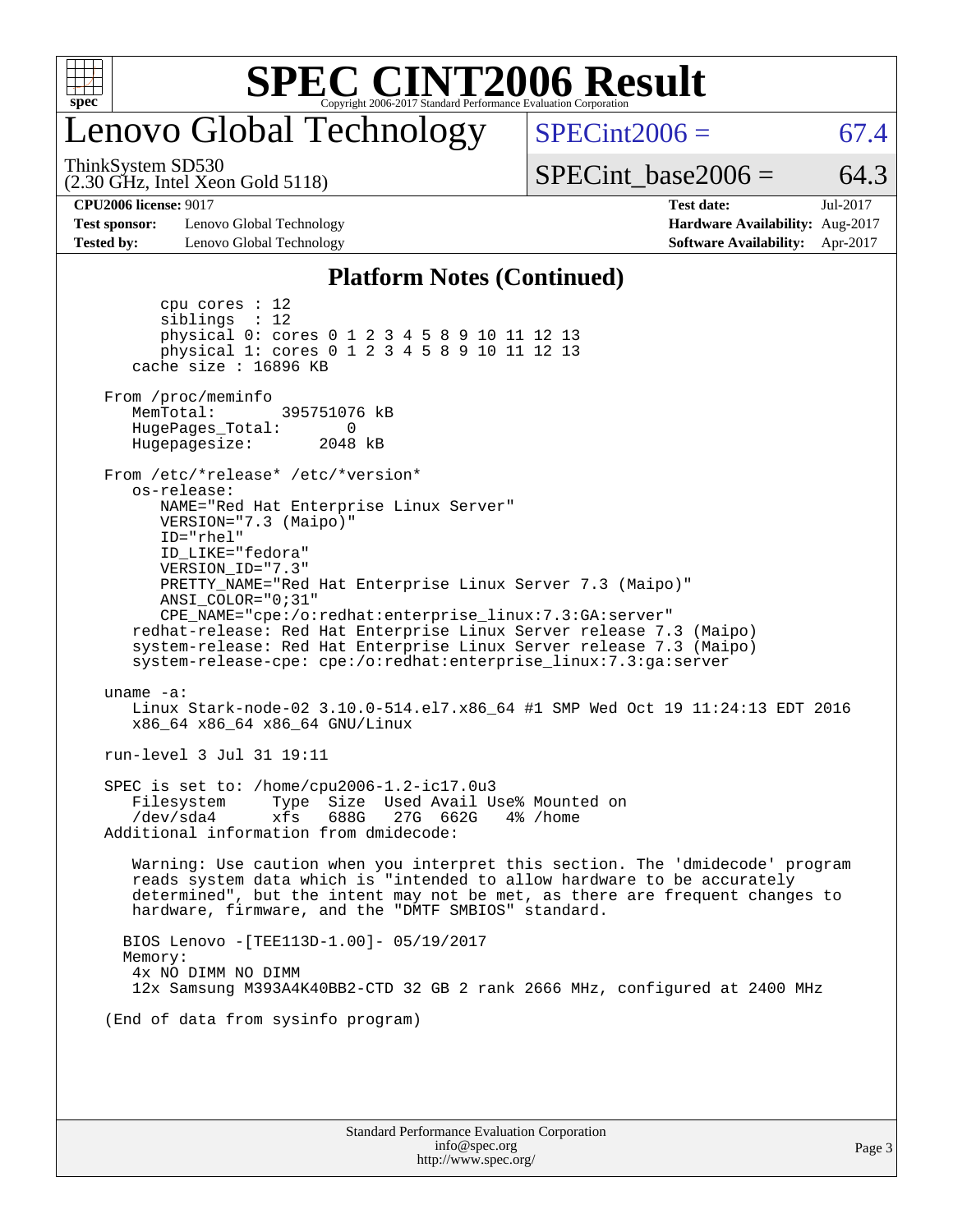# SPEC CINT2006 Result

Copyright 2006-2017 Standard Performance Evaluation Corporation

## Lenovo Global Technology

ThinkSystem SD530
(2.30 GHz, Intel Xeon Gold 5118)

SPECint2006 = 67.4

SPECint_base2006 = 64.3

| | | | |
|---|---|---|---|
| **CPU2006 license:** 9017 | | **Test date:** | Jul-2017 |
| **Test sponsor:** | Lenovo Global Technology | **Hardware Availability:** | Aug-2017 |
| **Tested by:** | Lenovo Global Technology | **Software Availability:** | Apr-2017 |

### Platform Notes (Continued)

```
        cpu cores : 12
        siblings  : 12
        physical 0: cores 0 1 2 3 4 5 8 9 10 11 12 13
        physical 1: cores 0 1 2 3 4 5 8 9 10 11 12 13
     cache size : 16896 KB

  From /proc/meminfo
     MemTotal:       395751076 kB
     HugePages_Total:       0
     Hugepagesize:       2048 kB

  From /etc/*release* /etc/*version*
     os-release:
        NAME="Red Hat Enterprise Linux Server"
        VERSION="7.3 (Maipo)"
        ID="rhel"
        ID_LIKE="fedora"
        VERSION_ID="7.3"
        PRETTY_NAME="Red Hat Enterprise Linux Server 7.3 (Maipo)"
        ANSI_COLOR="0;31"
        CPE_NAME="cpe:/o:redhat:enterprise_linux:7.3:GA:server"
     redhat-release: Red Hat Enterprise Linux Server release 7.3 (Maipo)
     system-release: Red Hat Enterprise Linux Server release 7.3 (Maipo)
     system-release-cpe: cpe:/o:redhat:enterprise_linux:7.3:ga:server

  uname -a:
     Linux Stark-node-02 3.10.0-514.el7.x86_64 #1 SMP Wed Oct 19 11:24:13 EDT 2016
     x86_64 x86_64 x86_64 GNU/Linux

  run-level 3 Jul 31 19:11

  SPEC is set to: /home/cpu2006-1.2-ic17.0u3
     Filesystem     Type  Size  Used Avail Use% Mounted on
     /dev/sda4      xfs   688G   27G  662G   4% /home
  Additional information from dmidecode:

     Warning: Use caution when you interpret this section. The 'dmidecode' program
     reads system data which is "intended to allow hardware to be accurately
     determined", but the intent may not be met, as there are frequent changes to
     hardware, firmware, and the "DMTF SMBIOS" standard.

    BIOS Lenovo -[TEE113D-1.00]- 05/19/2017
    Memory:
     4x NO DIMM NO DIMM
     12x Samsung M393A4K40BB2-CTD 32 GB 2 rank 2666 MHz, configured at 2400 MHz

  (End of data from sysinfo program)
```

Standard Performance Evaluation Corporation
info@spec.org
http://www.spec.org/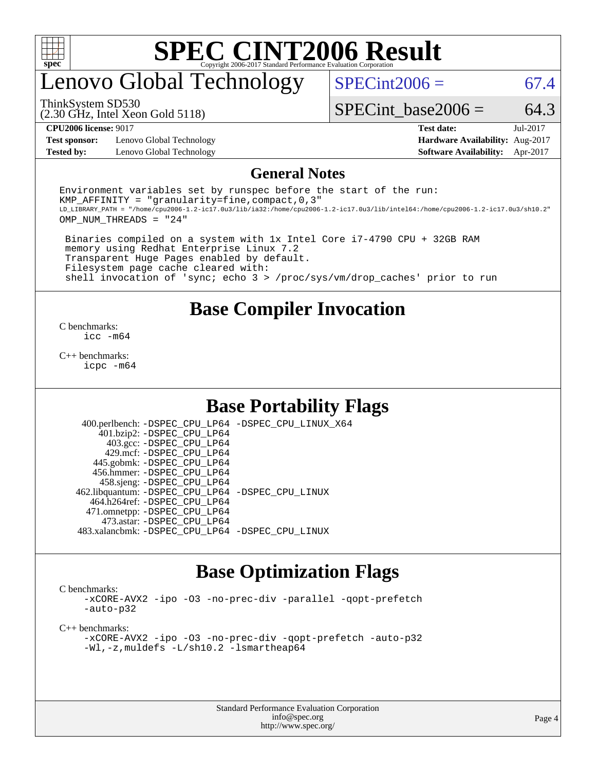# SPEC CINT2006 Result

Copyright 2006-2017 Standard Performance Evaluation Corporation

# Lenovo Global Technology

ThinkSystem SD530
(2.30 GHz, Intel Xeon Gold 5118)

SPECint2006 = 67.4

SPECint_base2006 = 64.3

| | | | |
|---|---|---|---|
| **CPU2006 license:** 9017 | | **Test date:** | Jul-2017 |
| **Test sponsor:** | Lenovo Global Technology | **Hardware Availability:** | Aug-2017 |
| **Tested by:** | Lenovo Global Technology | **Software Availability:** | Apr-2017 |

## General Notes

```
Environment variables set by runspec before the start of the run:
KMP_AFFINITY = "granularity=fine,compact,0,3"
LD_LIBRARY_PATH = "/home/cpu2006-1.2-ic17.0u3/lib/ia32:/home/cpu2006-1.2-ic17.0u3/lib/intel64:/home/cpu2006-1.2-ic17.0u3/sh10.2"
OMP_NUM_THREADS = "24"

 Binaries compiled on a system with 1x Intel Core i7-4790 CPU + 32GB RAM
 memory using Redhat Enterprise Linux 7.2
 Transparent Huge Pages enabled by default.
 Filesystem page cache cleared with:
 shell invocation of 'sync; echo 3 > /proc/sys/vm/drop_caches' prior to run
```

## Base Compiler Invocation

C benchmarks:
```
icc -m64
```

C++ benchmarks:
```
icpc -m64
```

## Base Portability Flags

```
    400.perlbench: -DSPEC_CPU_LP64 -DSPEC_CPU_LINUX_X64
        401.bzip2: -DSPEC_CPU_LP64
          403.gcc: -DSPEC_CPU_LP64
          429.mcf: -DSPEC_CPU_LP64
        445.gobmk: -DSPEC_CPU_LP64
       456.hmmer: -DSPEC_CPU_LP64
       458.sjeng: -DSPEC_CPU_LP64
  462.libquantum: -DSPEC_CPU_LP64 -DSPEC_CPU_LINUX
     464.h264ref: -DSPEC_CPU_LP64
     471.omnetpp: -DSPEC_CPU_LP64
       473.astar: -DSPEC_CPU_LP64
  483.xalancbmk: -DSPEC_CPU_LP64 -DSPEC_CPU_LINUX
```

## Base Optimization Flags

C benchmarks:
```
-xCORE-AVX2 -ipo -O3 -no-prec-div -parallel -qopt-prefetch
-auto-p32
```

C++ benchmarks:
```
-xCORE-AVX2 -ipo -O3 -no-prec-div -qopt-prefetch -auto-p32
-Wl,-z,muldefs -L/sh10.2 -lsmartheap64
```

Standard Performance Evaluation Corporation
info@spec.org
http://www.spec.org/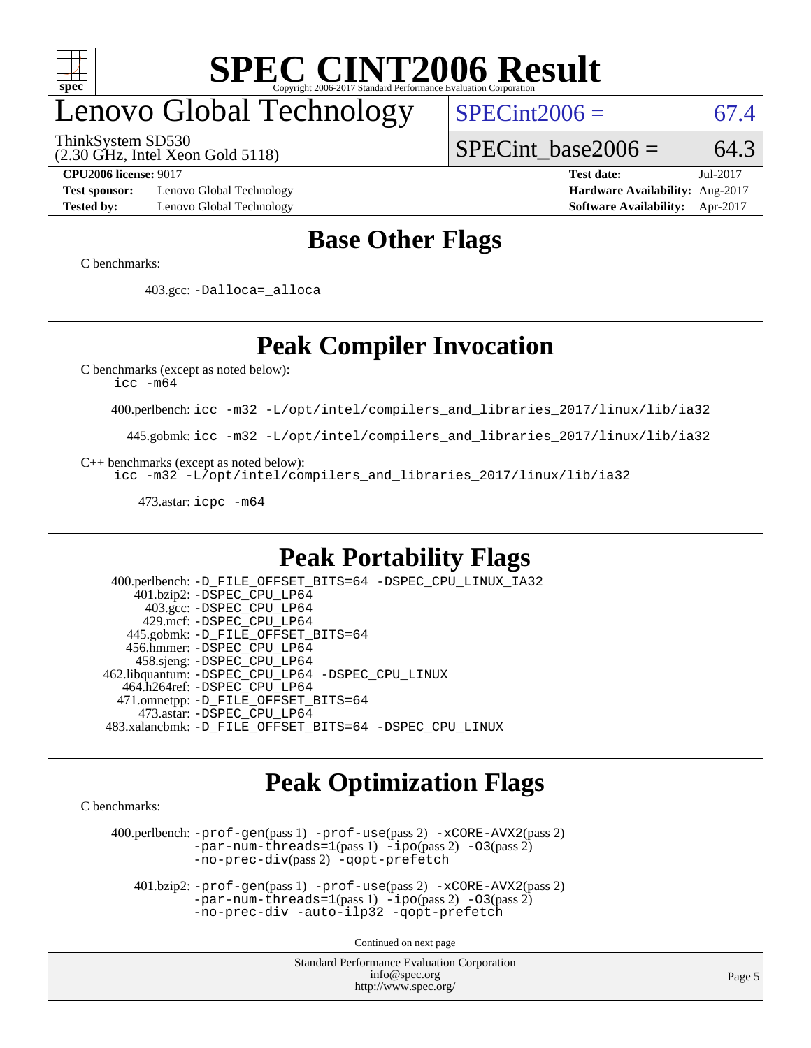# Lenovo Global Technology

ThinkSystem SD530
(2.30 GHz, Intel Xeon Gold 5118)

SPECint2006 = 67.4

SPECint_base2006 = 64.3

**CPU2006 license:** 9017
**Test sponsor:** Lenovo Global Technology
**Tested by:** Lenovo Global Technology

**Test date:** Jul-2017
**Hardware Availability:** Aug-2017
**Software Availability:** Apr-2017

## Base Other Flags

C benchmarks:

403.gcc: `-Dalloca=_alloca`

## Peak Compiler Invocation

C benchmarks (except as noted below):
`icc -m64`

400.perlbench: `icc -m32 -L/opt/intel/compilers_and_libraries_2017/linux/lib/ia32`

445.gobmk: `icc -m32 -L/opt/intel/compilers_and_libraries_2017/linux/lib/ia32`

C++ benchmarks (except as noted below):
`icc -m32 -L/opt/intel/compilers_and_libraries_2017/linux/lib/ia32`

473.astar: `icpc -m64`

## Peak Portability Flags

400.perlbench: `-D_FILE_OFFSET_BITS=64 -DSPEC_CPU_LINUX_IA32`
401.bzip2: `-DSPEC_CPU_LP64`
403.gcc: `-DSPEC_CPU_LP64`
429.mcf: `-DSPEC_CPU_LP64`
445.gobmk: `-D_FILE_OFFSET_BITS=64`
456.hmmer: `-DSPEC_CPU_LP64`
458.sjeng: `-DSPEC_CPU_LP64`
462.libquantum: `-DSPEC_CPU_LP64 -DSPEC_CPU_LINUX`
464.h264ref: `-DSPEC_CPU_LP64`
471.omnetpp: `-D_FILE_OFFSET_BITS=64`
473.astar: `-DSPEC_CPU_LP64`
483.xalancbmk: `-D_FILE_OFFSET_BITS=64 -DSPEC_CPU_LINUX`

## Peak Optimization Flags

C benchmarks:

400.perlbench: `-prof-gen`(pass 1) `-prof-use`(pass 2) `-xCORE-AVX2`(pass 2) `-par-num-threads=1`(pass 1) `-ipo`(pass 2) `-O3`(pass 2) `-no-prec-div`(pass 2) `-qopt-prefetch`

401.bzip2: `-prof-gen`(pass 1) `-prof-use`(pass 2) `-xCORE-AVX2`(pass 2) `-par-num-threads=1`(pass 1) `-ipo`(pass 2) `-O3`(pass 2) `-no-prec-div -auto-ilp32 -qopt-prefetch`

Continued on next page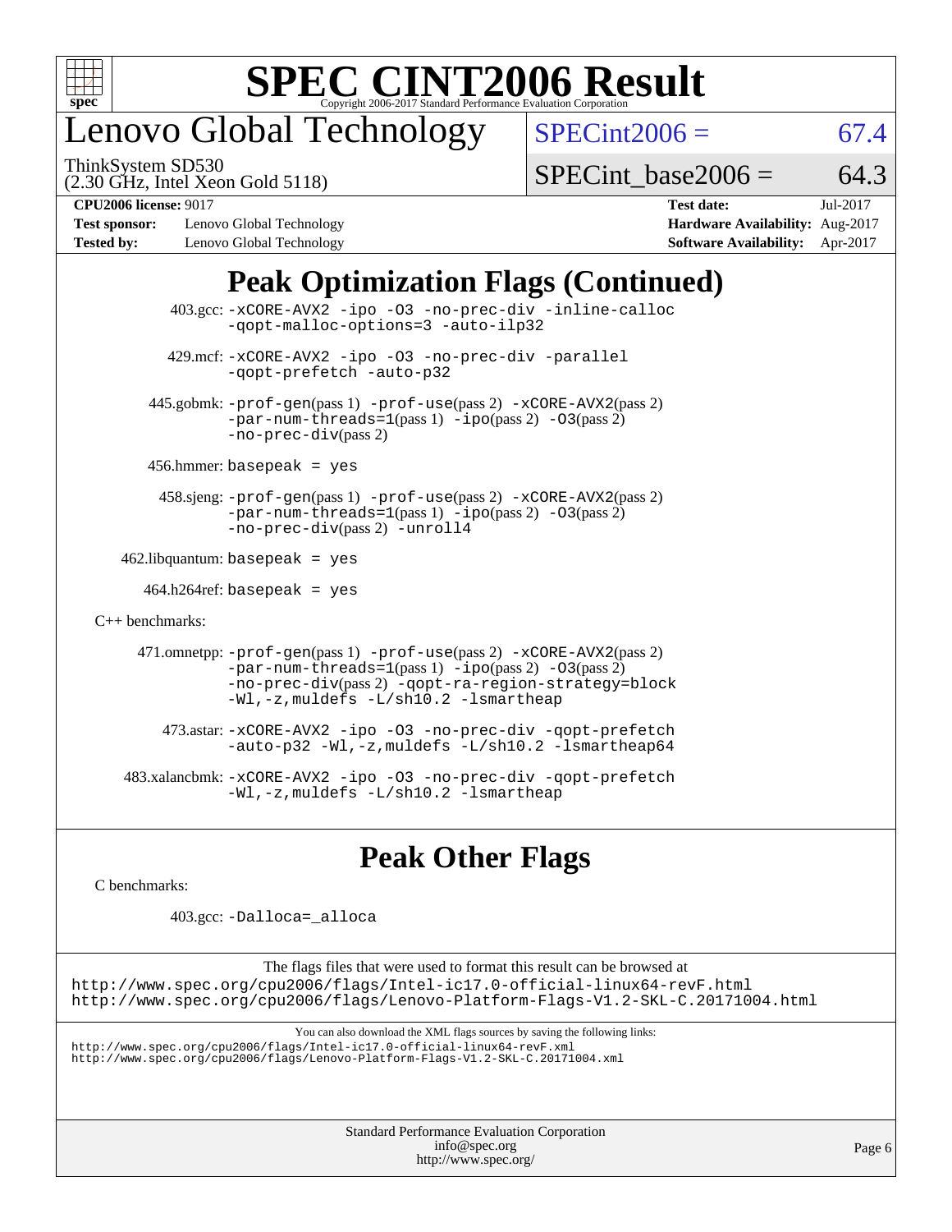# SPEC CINT2006 Result

Copyright 2006-2017 Standard Performance Evaluation Corporation

## Lenovo Global Technology

ThinkSystem SD530
(2.30 GHz, Intel Xeon Gold 5118)

SPECint2006 = 67.4

SPECint_base2006 = 64.3

**CPU2006 license:** 9017
**Test sponsor:** Lenovo Global Technology
**Tested by:** Lenovo Global Technology

**Test date:** Jul-2017
**Hardware Availability:** Aug-2017
**Software Availability:** Apr-2017

## Peak Optimization Flags (Continued)

403.gcc: `-xCORE-AVX2 -ipo -O3 -no-prec-div -inline-calloc -qopt-malloc-options=3 -auto-ilp32`

429.mcf: `-xCORE-AVX2 -ipo -O3 -no-prec-div -parallel -qopt-prefetch -auto-p32`

445.gobmk: `-prof-gen`(pass 1) `-prof-use`(pass 2) `-xCORE-AVX2`(pass 2) `-par-num-threads=1`(pass 1) `-ipo`(pass 2) `-O3`(pass 2) `-no-prec-div`(pass 2)

456.hmmer: `basepeak = yes`

458.sjeng: `-prof-gen`(pass 1) `-prof-use`(pass 2) `-xCORE-AVX2`(pass 2) `-par-num-threads=1`(pass 1) `-ipo`(pass 2) `-O3`(pass 2) `-no-prec-div`(pass 2) `-unroll4`

462.libquantum: `basepeak = yes`

464.h264ref: `basepeak = yes`

C++ benchmarks:

471.omnetpp: `-prof-gen`(pass 1) `-prof-use`(pass 2) `-xCORE-AVX2`(pass 2) `-par-num-threads=1`(pass 1) `-ipo`(pass 2) `-O3`(pass 2) `-no-prec-div`(pass 2) `-qopt-ra-region-strategy=block -Wl,-z,muldefs -L/sh10.2 -lsmartheap`

473.astar: `-xCORE-AVX2 -ipo -O3 -no-prec-div -qopt-prefetch -auto-p32 -Wl,-z,muldefs -L/sh10.2 -lsmartheap64`

483.xalancbmk: `-xCORE-AVX2 -ipo -O3 -no-prec-div -qopt-prefetch -Wl,-z,muldefs -L/sh10.2 -lsmartheap`

## Peak Other Flags

C benchmarks:

403.gcc: `-Dalloca=_alloca`

The flags files that were used to format this result can be browsed at
http://www.spec.org/cpu2006/flags/Intel-ic17.0-official-linux64-revF.html
http://www.spec.org/cpu2006/flags/Lenovo-Platform-Flags-V1.2-SKL-C.20171004.html

You can also download the XML flags sources by saving the following links:
http://www.spec.org/cpu2006/flags/Intel-ic17.0-official-linux64-revF.xml
http://www.spec.org/cpu2006/flags/Lenovo-Platform-Flags-V1.2-SKL-C.20171004.xml

Standard Performance Evaluation Corporation
info@spec.org
http://www.spec.org/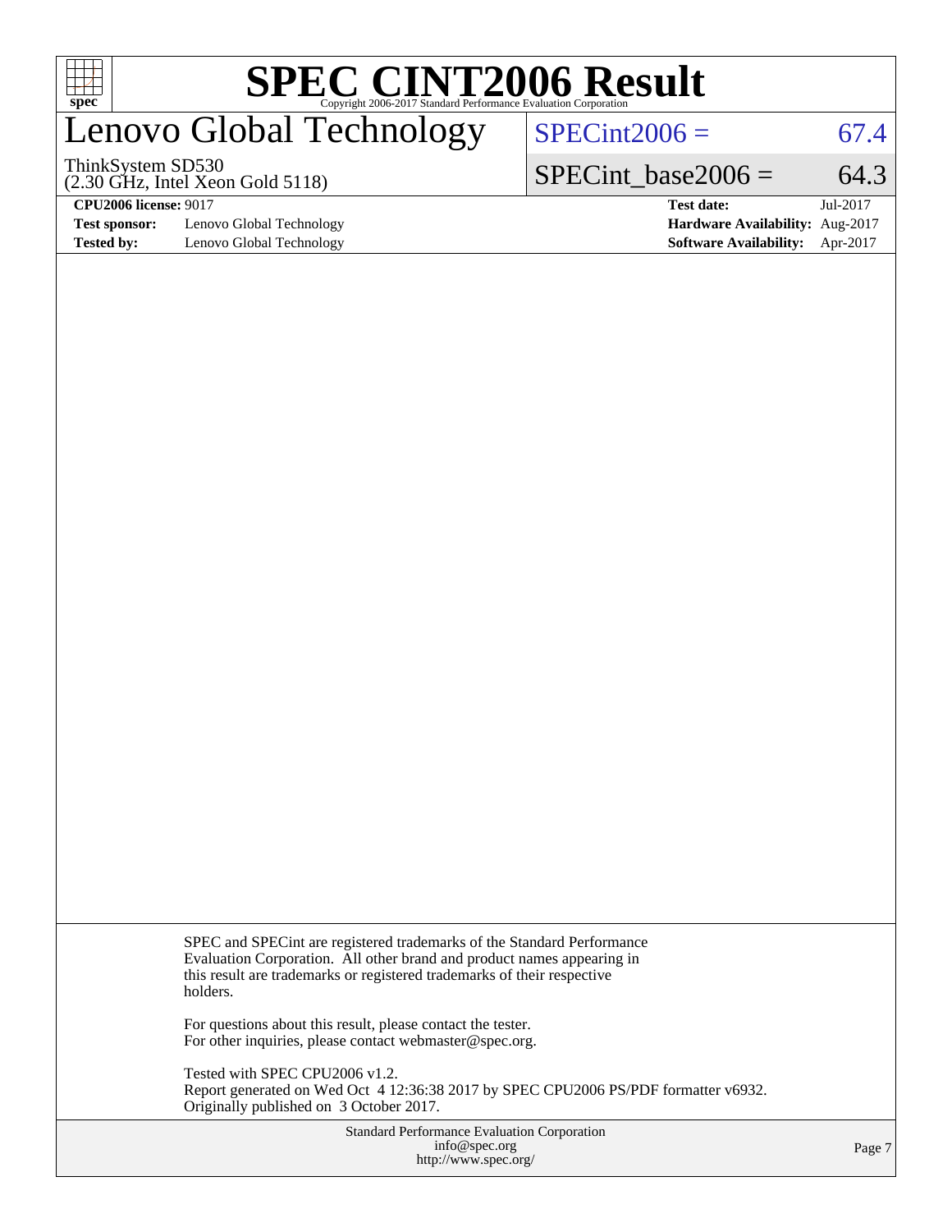# SPEC CINT2006 Result

Copyright 2006-2017 Standard Performance Evaluation Corporation

# Lenovo Global Technology

ThinkSystem SD530
(2.30 GHz, Intel Xeon Gold 5118)

SPECint2006 = 67.4

SPECint_base2006 = 64.3

**CPU2006 license:** 9017
**Test sponsor:** Lenovo Global Technology
**Tested by:** Lenovo Global Technology

**Test date:** Jul-2017
**Hardware Availability:** Aug-2017
**Software Availability:** Apr-2017

SPEC and SPECint are registered trademarks of the Standard Performance Evaluation Corporation. All other brand and product names appearing in this result are trademarks or registered trademarks of their respective holders.

For questions about this result, please contact the tester.
For other inquiries, please contact webmaster@spec.org.

Tested with SPEC CPU2006 v1.2.
Report generated on Wed Oct 4 12:36:38 2017 by SPEC CPU2006 PS/PDF formatter v6932.
Originally published on 3 October 2017.

Standard Performance Evaluation Corporation
info@spec.org
http://www.spec.org/